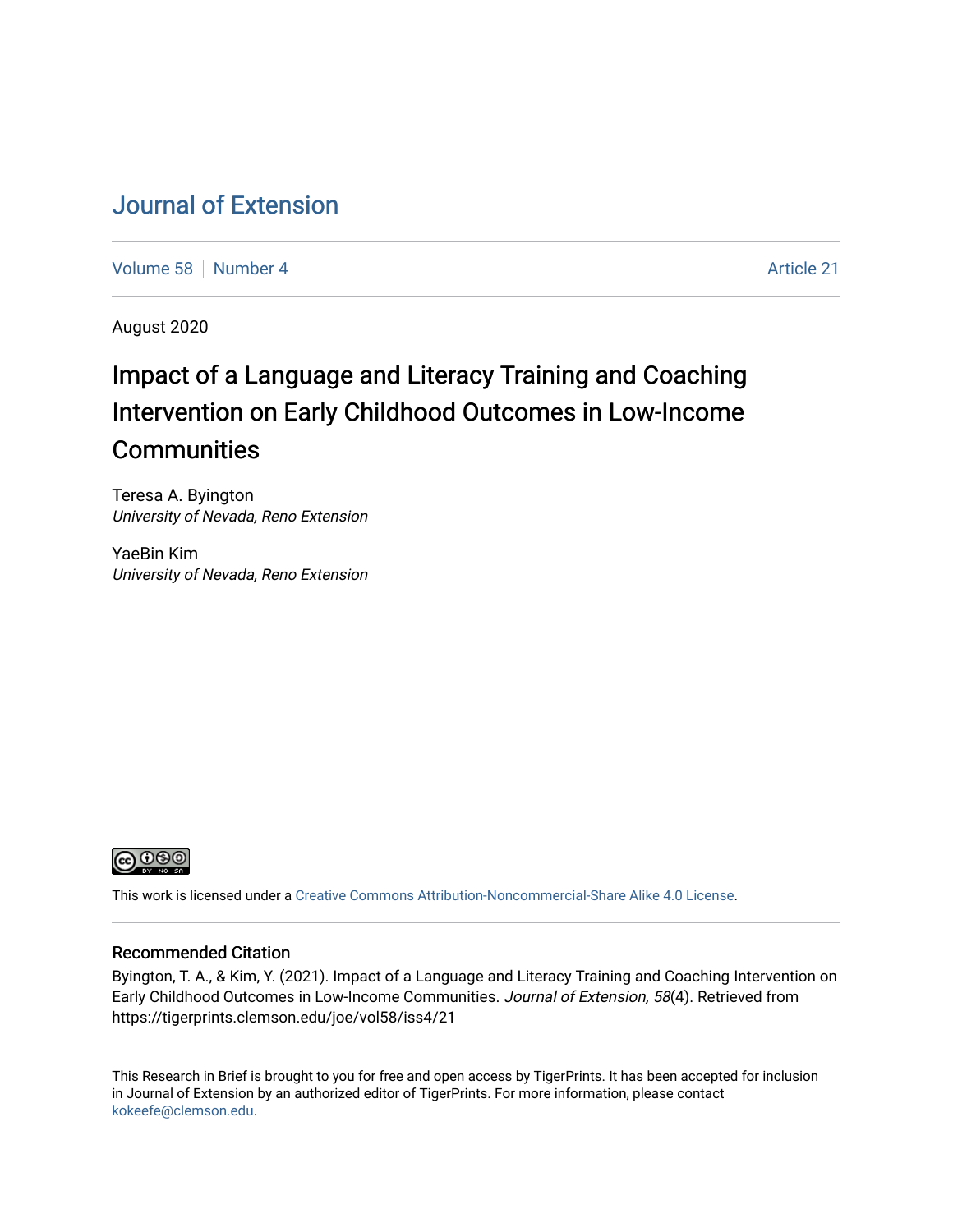# Journal of Extension

Volume 58 | Number 4 | Article 21

August 2020

## Impact of a Language and Literacy Training and Coaching Intervention on Early Childhood Outcomes in Low-Income Communities

Teresa A. Byington
*University of Nevada, Reno Extension*

YaeBin Kim
*University of Nevada, Reno Extension*

This work is licensed under a Creative Commons Attribution-Noncommercial-Share Alike 4.0 License.

### Recommended Citation

Byington, T. A., & Kim, Y. (2021). Impact of a Language and Literacy Training and Coaching Intervention on Early Childhood Outcomes in Low-Income Communities. *Journal of Extension, 58*(4). Retrieved from https://tigerprints.clemson.edu/joe/vol58/iss4/21

This Research in Brief is brought to you for free and open access by TigerPrints. It has been accepted for inclusion in Journal of Extension by an authorized editor of TigerPrints. For more information, please contact kokeefe@clemson.edu.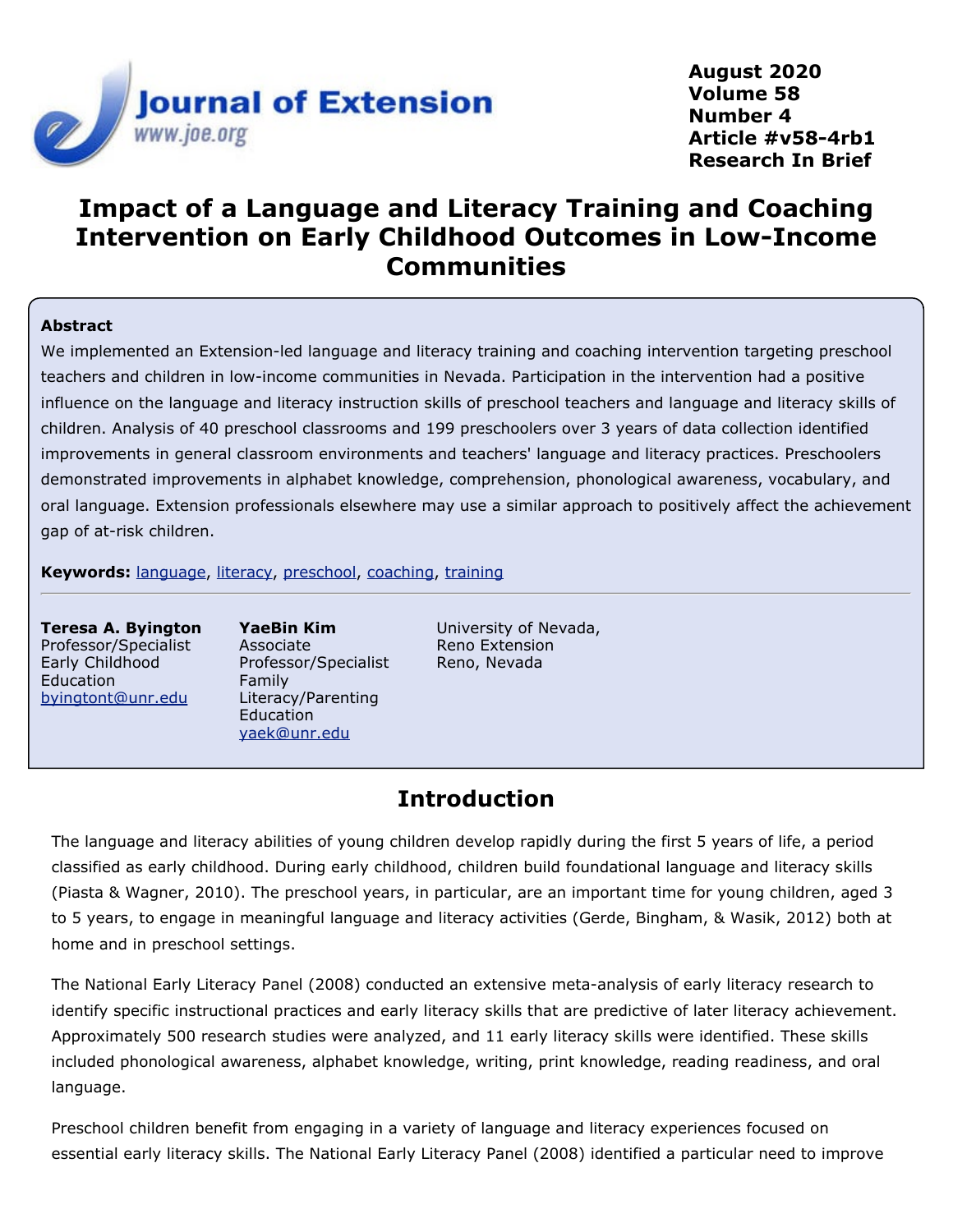# Impact of a Language and Literacy Training and Coaching Intervention on Early Childhood Outcomes in Low-Income Communities

## Abstract

We implemented an Extension-led language and literacy training and coaching intervention targeting preschool teachers and children in low-income communities in Nevada. Participation in the intervention had a positive influence on the language and literacy instruction skills of preschool teachers and language and literacy skills of children. Analysis of 40 preschool classrooms and 199 preschoolers over 3 years of data collection identified improvements in general classroom environments and teachers' language and literacy practices. Preschoolers demonstrated improvements in alphabet knowledge, comprehension, phonological awareness, vocabulary, and oral language. Extension professionals elsewhere may use a similar approach to positively affect the achievement gap of at-risk children.

**Keywords:** language, literacy, preschool, coaching, training

**Teresa A. Byington**
Professor/Specialist
Early Childhood Education
byingtont@unr.edu

**YaeBin Kim**
Associate Professor/Specialist
Family Literacy/Parenting Education
yaek@unr.edu

University of Nevada, Reno Extension
Reno, Nevada

## Introduction

The language and literacy abilities of young children develop rapidly during the first 5 years of life, a period classified as early childhood. During early childhood, children build foundational language and literacy skills (Piasta & Wagner, 2010). The preschool years, in particular, are an important time for young children, aged 3 to 5 years, to engage in meaningful language and literacy activities (Gerde, Bingham, & Wasik, 2012) both at home and in preschool settings.

The National Early Literacy Panel (2008) conducted an extensive meta-analysis of early literacy research to identify specific instructional practices and early literacy skills that are predictive of later literacy achievement. Approximately 500 research studies were analyzed, and 11 early literacy skills were identified. These skills included phonological awareness, alphabet knowledge, writing, print knowledge, reading readiness, and oral language.

Preschool children benefit from engaging in a variety of language and literacy experiences focused on essential early literacy skills. The National Early Literacy Panel (2008) identified a particular need to improve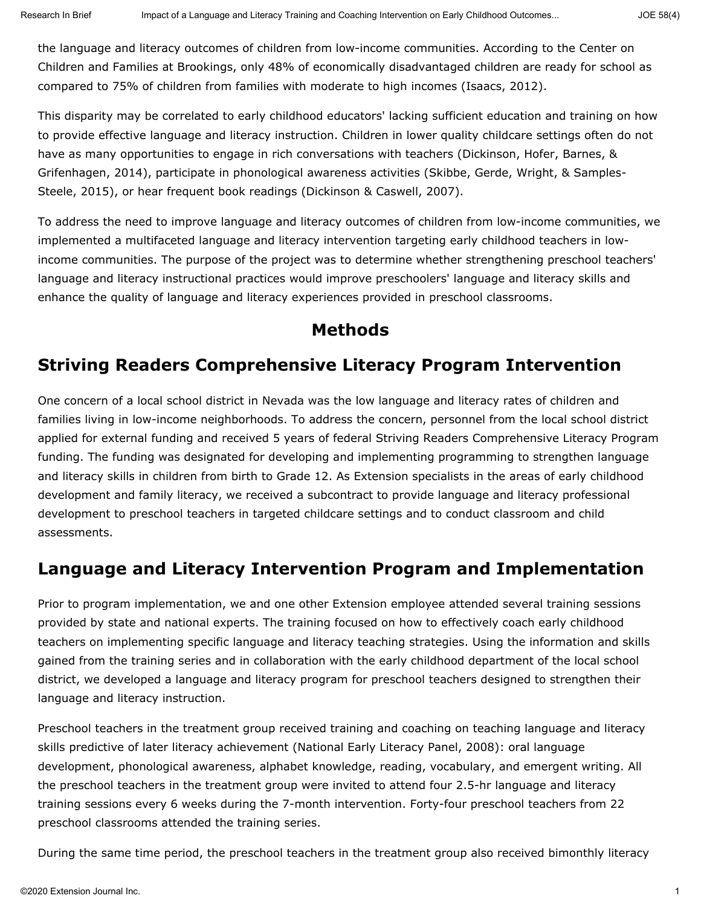the language and literacy outcomes of children from low-income communities. According to the Center on Children and Families at Brookings, only 48% of economically disadvantaged children are ready for school as compared to 75% of children from families with moderate to high incomes (Isaacs, 2012).

This disparity may be correlated to early childhood educators' lacking sufficient education and training on how to provide effective language and literacy instruction. Children in lower quality childcare settings often do not have as many opportunities to engage in rich conversations with teachers (Dickinson, Hofer, Barnes, & Grifenhagen, 2014), participate in phonological awareness activities (Skibbe, Gerde, Wright, & Samples-Steele, 2015), or hear frequent book readings (Dickinson & Caswell, 2007).

To address the need to improve language and literacy outcomes of children from low-income communities, we implemented a multifaceted language and literacy intervention targeting early childhood teachers in low-income communities. The purpose of the project was to determine whether strengthening preschool teachers' language and literacy instructional practices would improve preschoolers' language and literacy skills and enhance the quality of language and literacy experiences provided in preschool classrooms.

# Methods

## Striving Readers Comprehensive Literacy Program Intervention

One concern of a local school district in Nevada was the low language and literacy rates of children and families living in low-income neighborhoods. To address the concern, personnel from the local school district applied for external funding and received 5 years of federal Striving Readers Comprehensive Literacy Program funding. The funding was designated for developing and implementing programming to strengthen language and literacy skills in children from birth to Grade 12. As Extension specialists in the areas of early childhood development and family literacy, we received a subcontract to provide language and literacy professional development to preschool teachers in targeted childcare settings and to conduct classroom and child assessments.

## Language and Literacy Intervention Program and Implementation

Prior to program implementation, we and one other Extension employee attended several training sessions provided by state and national experts. The training focused on how to effectively coach early childhood teachers on implementing specific language and literacy teaching strategies. Using the information and skills gained from the training series and in collaboration with the early childhood department of the local school district, we developed a language and literacy program for preschool teachers designed to strengthen their language and literacy instruction.

Preschool teachers in the treatment group received training and coaching on teaching language and literacy skills predictive of later literacy achievement (National Early Literacy Panel, 2008): oral language development, phonological awareness, alphabet knowledge, reading, vocabulary, and emergent writing. All the preschool teachers in the treatment group were invited to attend four 2.5-hr language and literacy training sessions every 6 weeks during the 7-month intervention. Forty-four preschool teachers from 22 preschool classrooms attended the training series.

During the same time period, the preschool teachers in the treatment group also received bimonthly literacy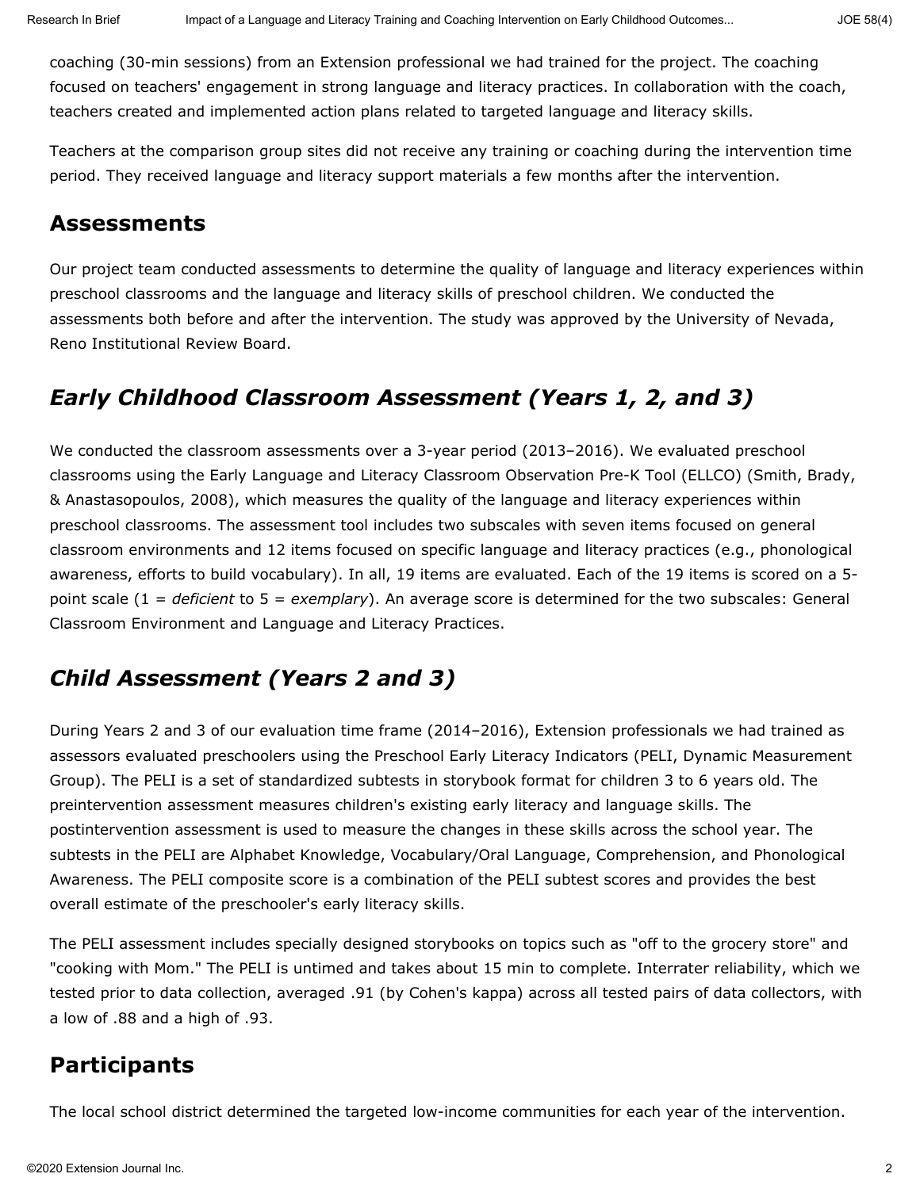coaching (30-min sessions) from an Extension professional we had trained for the project. The coaching focused on teachers' engagement in strong language and literacy practices. In collaboration with the coach, teachers created and implemented action plans related to targeted language and literacy skills.

Teachers at the comparison group sites did not receive any training or coaching during the intervention time period. They received language and literacy support materials a few months after the intervention.

## Assessments

Our project team conducted assessments to determine the quality of language and literacy experiences within preschool classrooms and the language and literacy skills of preschool children. We conducted the assessments both before and after the intervention. The study was approved by the University of Nevada, Reno Institutional Review Board.

### *Early Childhood Classroom Assessment (Years 1, 2, and 3)*

We conducted the classroom assessments over a 3-year period (2013–2016). We evaluated preschool classrooms using the Early Language and Literacy Classroom Observation Pre-K Tool (ELLCO) (Smith, Brady, & Anastasopoulos, 2008), which measures the quality of the language and literacy experiences within preschool classrooms. The assessment tool includes two subscales with seven items focused on general classroom environments and 12 items focused on specific language and literacy practices (e.g., phonological awareness, efforts to build vocabulary). In all, 19 items are evaluated. Each of the 19 items is scored on a 5-point scale (1 = *deficient* to 5 = *exemplary*). An average score is determined for the two subscales: General Classroom Environment and Language and Literacy Practices.

### *Child Assessment (Years 2 and 3)*

During Years 2 and 3 of our evaluation time frame (2014–2016), Extension professionals we had trained as assessors evaluated preschoolers using the Preschool Early Literacy Indicators (PELI, Dynamic Measurement Group). The PELI is a set of standardized subtests in storybook format for children 3 to 6 years old. The preintervention assessment measures children's existing early literacy and language skills. The postintervention assessment is used to measure the changes in these skills across the school year. The subtests in the PELI are Alphabet Knowledge, Vocabulary/Oral Language, Comprehension, and Phonological Awareness. The PELI composite score is a combination of the PELI subtest scores and provides the best overall estimate of the preschooler's early literacy skills.

The PELI assessment includes specially designed storybooks on topics such as "off to the grocery store" and "cooking with Mom." The PELI is untimed and takes about 15 min to complete. Interrater reliability, which we tested prior to data collection, averaged .91 (by Cohen's kappa) across all tested pairs of data collectors, with a low of .88 and a high of .93.

## Participants

The local school district determined the targeted low-income communities for each year of the intervention.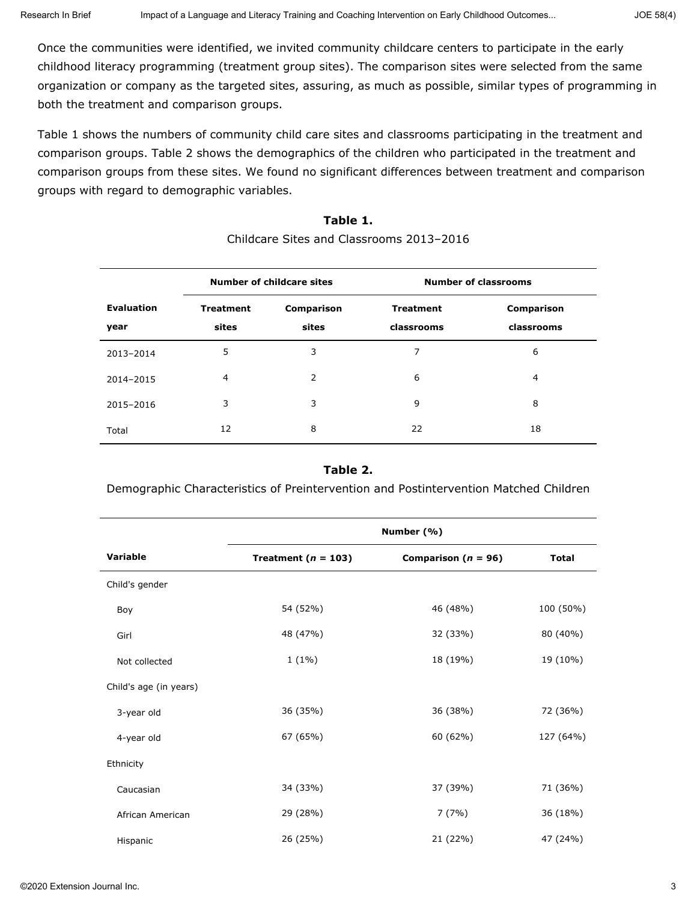Once the communities were identified, we invited community childcare centers to participate in the early childhood literacy programming (treatment group sites). The comparison sites were selected from the same organization or company as the targeted sites, assuring, as much as possible, similar types of programming in both the treatment and comparison groups.

Table 1 shows the numbers of community child care sites and classrooms participating in the treatment and comparison groups. Table 2 shows the demographics of the children who participated in the treatment and comparison groups from these sites. We found no significant differences between treatment and comparison groups with regard to demographic variables.

**Table 1.**

Childcare Sites and Classrooms 2013–2016

| | Number of childcare sites | | Number of classrooms | |
|---|---|---|---|---|
| **Evaluation year** | **Treatment sites** | **Comparison sites** | **Treatment classrooms** | **Comparison classrooms** |
| 2013–2014 | 5 | 3 | 7 | 6 |
| 2014–2015 | 4 | 2 | 6 | 4 |
| 2015–2016 | 3 | 3 | 9 | 8 |
| Total | 12 | 8 | 22 | 18 |

**Table 2.**

Demographic Characteristics of Preintervention and Postintervention Matched Children

| | Number (%) | | |
|---|---|---|---|
| **Variable** | **Treatment (*n* = 103)** | **Comparison (*n* = 96)** | **Total** |
| Child's gender | | | |
| Boy | 54 (52%) | 46 (48%) | 100 (50%) |
| Girl | 48 (47%) | 32 (33%) | 80 (40%) |
| Not collected | 1 (1%) | 18 (19%) | 19 (10%) |
| Child's age (in years) | | | |
| 3-year old | 36 (35%) | 36 (38%) | 72 (36%) |
| 4-year old | 67 (65%) | 60 (62%) | 127 (64%) |
| Ethnicity | | | |
| Caucasian | 34 (33%) | 37 (39%) | 71 (36%) |
| African American | 29 (28%) | 7 (7%) | 36 (18%) |
| Hispanic | 26 (25%) | 21 (22%) | 47 (24%) |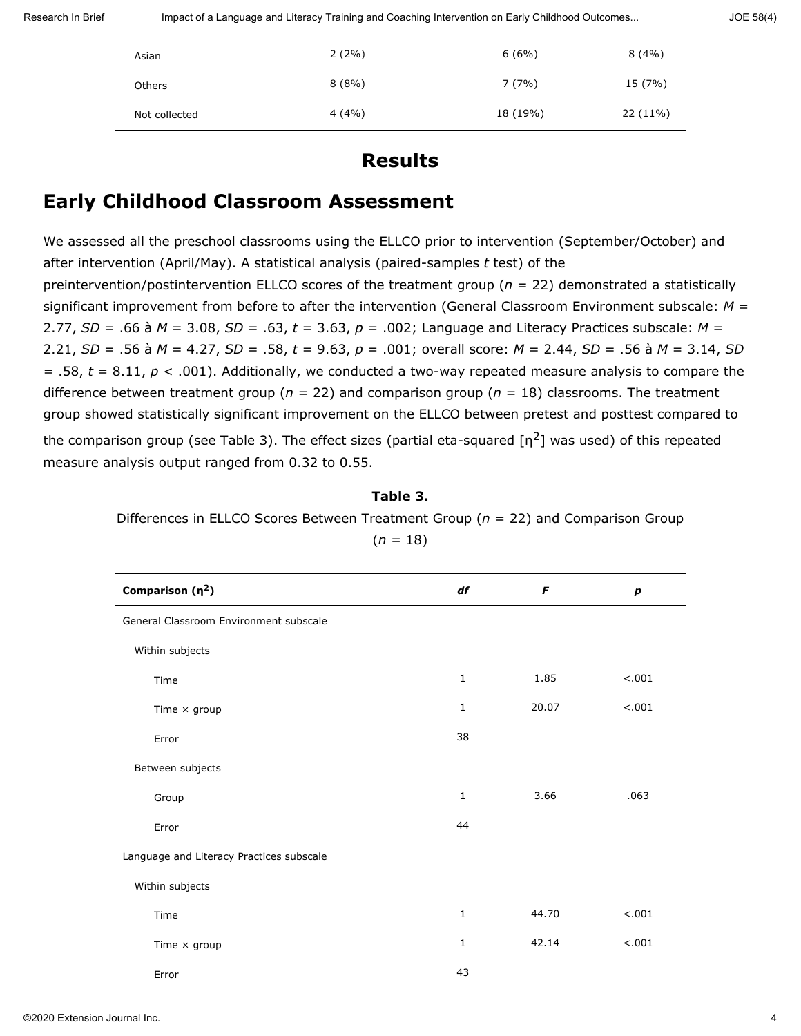| | | | |
|---|---|---|---|
| Asian | 2 (2%) | 6 (6%) | 8 (4%) |
| Others | 8 (8%) | 7 (7%) | 15 (7%) |
| Not collected | 4 (4%) | 18 (19%) | 22 (11%) |

# Results

## Early Childhood Classroom Assessment

We assessed all the preschool classrooms using the ELLCO prior to intervention (September/October) and after intervention (April/May). A statistical analysis (paired-samples *t* test) of the preintervention/postintervention ELLCO scores of the treatment group ($n$ = 22) demonstrated a statistically significant improvement from before to after the intervention (General Classroom Environment subscale: $M$ = 2.77, $SD$ = .66 à $M$ = 3.08, $SD$ = .63, $t$ = 3.63, $p$ = .002; Language and Literacy Practices subscale: $M$ = 2.21, $SD$ = .56 à $M$ = 4.27, $SD$ = .58, $t$ = 9.63, $p$ = .001; overall score: $M$ = 2.44, $SD$ = .56 à $M$ = 3.14, $SD$ = .58, $t$ = 8.11, $p$ < .001). Additionally, we conducted a two-way repeated measure analysis to compare the difference between treatment group ($n$ = 22) and comparison group ($n$ = 18) classrooms. The treatment group showed statistically significant improvement on the ELLCO between pretest and posttest compared to the comparison group (see Table 3). The effect sizes (partial eta-squared [$\eta^2$] was used) of this repeated measure analysis output ranged from 0.32 to 0.55.

**Table 3.**
Differences in ELLCO Scores Between Treatment Group ($n$ = 22) and Comparison Group ($n$ = 18)

| Comparison ($\eta^2$) | *df* | *F* | *p* |
|---|---|---|---|
| General Classroom Environment subscale | | | |
| Within subjects | | | |
| Time | 1 | 1.85 | <.001 |
| Time × group | 1 | 20.07 | <.001 |
| Error | 38 | | |
| Between subjects | | | |
| Group | 1 | 3.66 | .063 |
| Error | 44 | | |
| Language and Literacy Practices subscale | | | |
| Within subjects | | | |
| Time | 1 | 44.70 | <.001 |
| Time × group | 1 | 42.14 | <.001 |
| Error | 43 | | |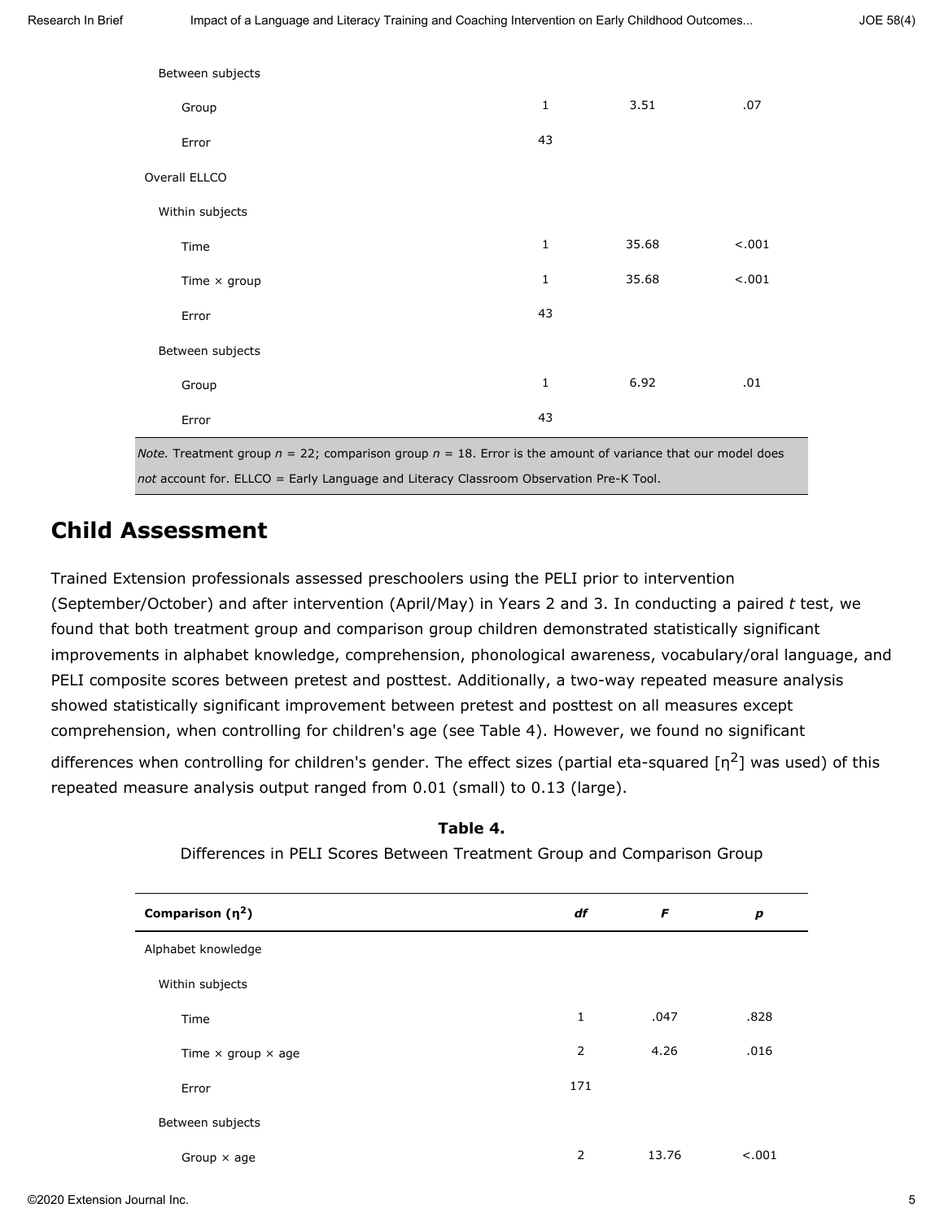| | *df* | *F* | *p* |
|---|---|---|---|
| Between subjects | | | |
| Group | 1 | 3.51 | .07 |
| Error | 43 | | |
| Overall ELLCO | | | |
| Within subjects | | | |
| Time | 1 | 35.68 | <.001 |
| Time × group | 1 | 35.68 | <.001 |
| Error | 43 | | |
| Between subjects | | | |
| Group | 1 | 6.92 | .01 |
| Error | 43 | | |

*Note.* Treatment group $n$ = 22; comparison group $n$ = 18. Error is the amount of variance that our model does *not* account for. ELLCO = Early Language and Literacy Classroom Observation Pre-K Tool.

## Child Assessment

Trained Extension professionals assessed preschoolers using the PELI prior to intervention (September/October) and after intervention (April/May) in Years 2 and 3. In conducting a paired $t$ test, we found that both treatment group and comparison group children demonstrated statistically significant improvements in alphabet knowledge, comprehension, phonological awareness, vocabulary/oral language, and PELI composite scores between pretest and posttest. Additionally, a two-way repeated measure analysis showed statistically significant improvement between pretest and posttest on all measures except comprehension, when controlling for children's age (see Table 4). However, we found no significant differences when controlling for children's gender. The effect sizes (partial eta-squared [$\eta^2$] was used) of this repeated measure analysis output ranged from 0.01 (small) to 0.13 (large).

**Table 4.**

Differences in PELI Scores Between Treatment Group and Comparison Group

| **Comparison ($\eta^2$)** | ***df*** | ***F*** | ***p*** |
|---|---|---|---|
| Alphabet knowledge | | | |
| Within subjects | | | |
| Time | 1 | .047 | .828 |
| Time × group × age | 2 | 4.26 | .016 |
| Error | 171 | | |
| Between subjects | | | |
| Group × age | 2 | 13.76 | <.001 |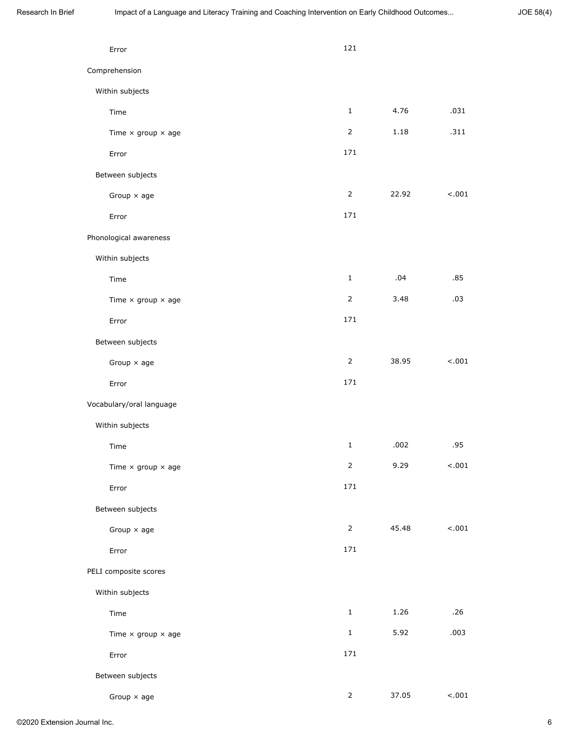| | | | |
|---|---|---|---|
| Error | 121 | | |
| Comprehension | | | |
| Within subjects | | | |
| Time | 1 | 4.76 | .031 |
| Time × group × age | 2 | 1.18 | .311 |
| Error | 171 | | |
| Between subjects | | | |
| Group × age | 2 | 22.92 | <.001 |
| Error | 171 | | |
| Phonological awareness | | | |
| Within subjects | | | |
| Time | 1 | .04 | .85 |
| Time × group × age | 2 | 3.48 | .03 |
| Error | 171 | | |
| Between subjects | | | |
| Group × age | 2 | 38.95 | <.001 |
| Error | 171 | | |
| Vocabulary/oral language | | | |
| Within subjects | | | |
| Time | 1 | .002 | .95 |
| Time × group × age | 2 | 9.29 | <.001 |
| Error | 171 | | |
| Between subjects | | | |
| Group × age | 2 | 45.48 | <.001 |
| Error | 171 | | |
| PELI composite scores | | | |
| Within subjects | | | |
| Time | 1 | 1.26 | .26 |
| Time × group × age | 1 | 5.92 | .003 |
| Error | 171 | | |
| Between subjects | | | |
| Group × age | 2 | 37.05 | <.001 |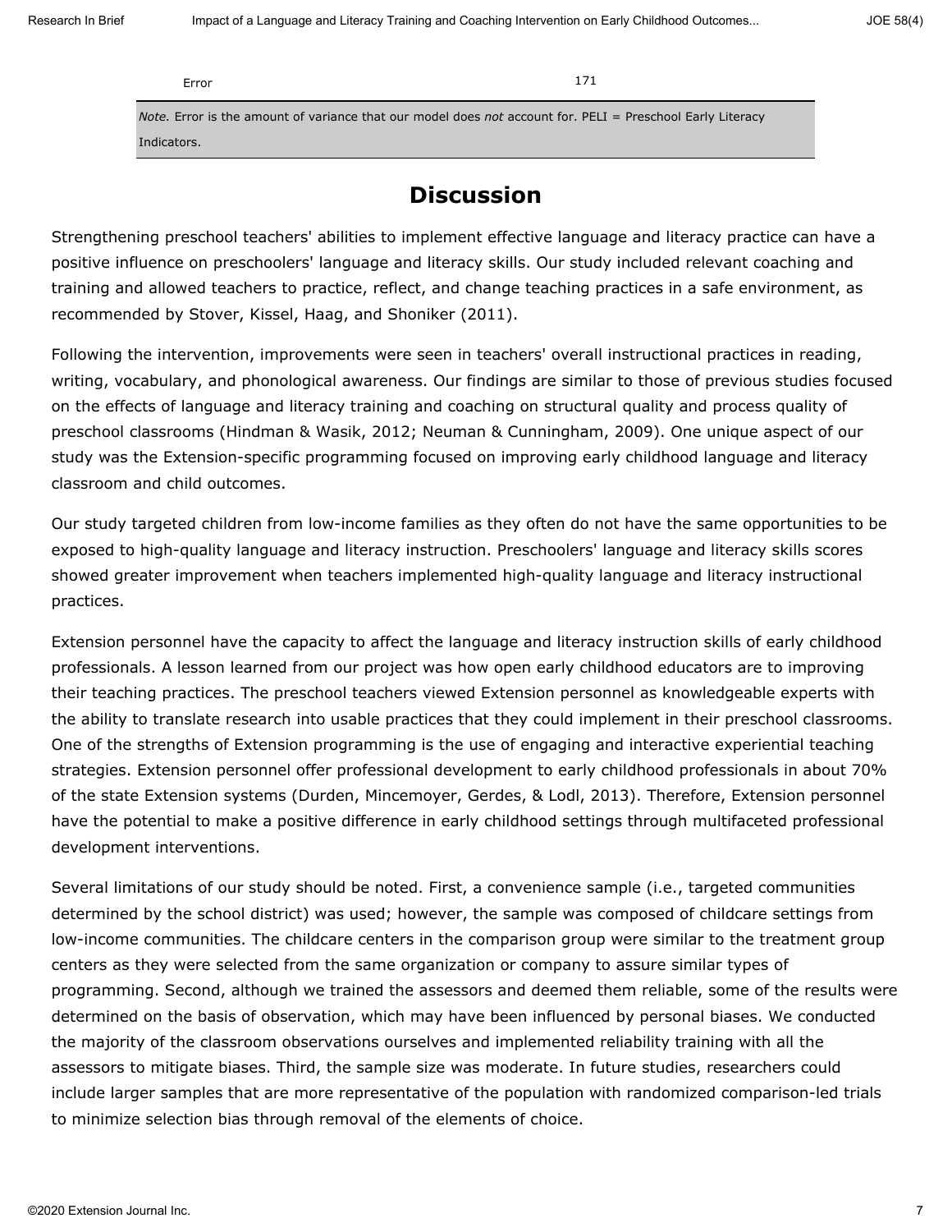| Error | 171 |
| --- | --- |

*Note.* Error is the amount of variance that our model does *not* account for. PELI = Preschool Early Literacy Indicators.

## Discussion

Strengthening preschool teachers' abilities to implement effective language and literacy practice can have a positive influence on preschoolers' language and literacy skills. Our study included relevant coaching and training and allowed teachers to practice, reflect, and change teaching practices in a safe environment, as recommended by Stover, Kissel, Haag, and Shoniker (2011).

Following the intervention, improvements were seen in teachers' overall instructional practices in reading, writing, vocabulary, and phonological awareness. Our findings are similar to those of previous studies focused on the effects of language and literacy training and coaching on structural quality and process quality of preschool classrooms (Hindman & Wasik, 2012; Neuman & Cunningham, 2009). One unique aspect of our study was the Extension-specific programming focused on improving early childhood language and literacy classroom and child outcomes.

Our study targeted children from low-income families as they often do not have the same opportunities to be exposed to high-quality language and literacy instruction. Preschoolers' language and literacy skills scores showed greater improvement when teachers implemented high-quality language and literacy instructional practices.

Extension personnel have the capacity to affect the language and literacy instruction skills of early childhood professionals. A lesson learned from our project was how open early childhood educators are to improving their teaching practices. The preschool teachers viewed Extension personnel as knowledgeable experts with the ability to translate research into usable practices that they could implement in their preschool classrooms. One of the strengths of Extension programming is the use of engaging and interactive experiential teaching strategies. Extension personnel offer professional development to early childhood professionals in about 70% of the state Extension systems (Durden, Mincemoyer, Gerdes, & Lodl, 2013). Therefore, Extension personnel have the potential to make a positive difference in early childhood settings through multifaceted professional development interventions.

Several limitations of our study should be noted. First, a convenience sample (i.e., targeted communities determined by the school district) was used; however, the sample was composed of childcare settings from low-income communities. The childcare centers in the comparison group were similar to the treatment group centers as they were selected from the same organization or company to assure similar types of programming. Second, although we trained the assessors and deemed them reliable, some of the results were determined on the basis of observation, which may have been influenced by personal biases. We conducted the majority of the classroom observations ourselves and implemented reliability training with all the assessors to mitigate biases. Third, the sample size was moderate. In future studies, researchers could include larger samples that are more representative of the population with randomized comparison-led trials to minimize selection bias through removal of the elements of choice.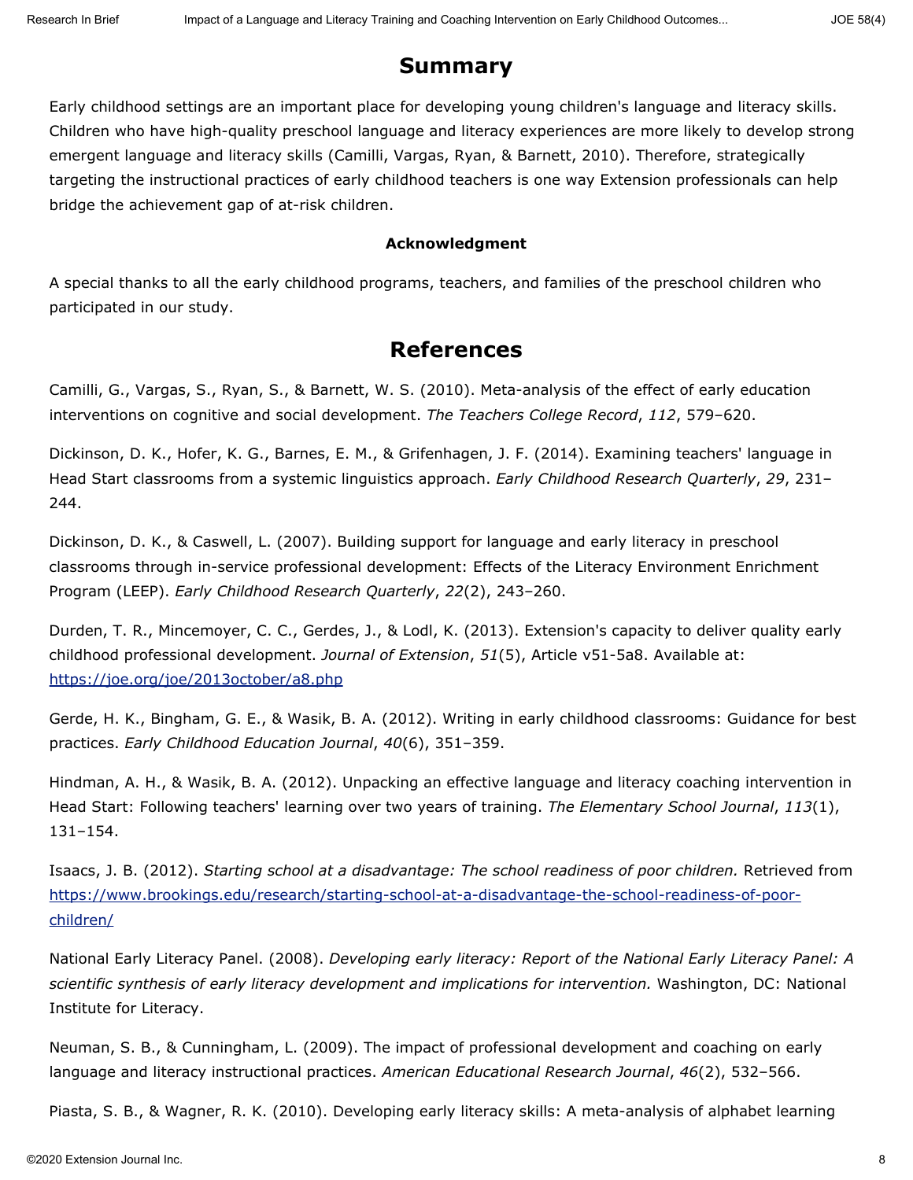## Summary

Early childhood settings are an important place for developing young children's language and literacy skills. Children who have high-quality preschool language and literacy experiences are more likely to develop strong emergent language and literacy skills (Camilli, Vargas, Ryan, & Barnett, 2010). Therefore, strategically targeting the instructional practices of early childhood teachers is one way Extension professionals can help bridge the achievement gap of at-risk children.

### Acknowledgment

A special thanks to all the early childhood programs, teachers, and families of the preschool children who participated in our study.

## References

Camilli, G., Vargas, S., Ryan, S., & Barnett, W. S. (2010). Meta-analysis of the effect of early education interventions on cognitive and social development. *The Teachers College Record*, *112*, 579–620.

Dickinson, D. K., Hofer, K. G., Barnes, E. M., & Grifenhagen, J. F. (2014). Examining teachers' language in Head Start classrooms from a systemic linguistics approach. *Early Childhood Research Quarterly*, *29*, 231–244.

Dickinson, D. K., & Caswell, L. (2007). Building support for language and early literacy in preschool classrooms through in-service professional development: Effects of the Literacy Environment Enrichment Program (LEEP). *Early Childhood Research Quarterly*, *22*(2), 243–260.

Durden, T. R., Mincemoyer, C. C., Gerdes, J., & Lodl, K. (2013). Extension's capacity to deliver quality early childhood professional development. *Journal of Extension*, *51*(5), Article v51-5a8. Available at: https://joe.org/joe/2013october/a8.php

Gerde, H. K., Bingham, G. E., & Wasik, B. A. (2012). Writing in early childhood classrooms: Guidance for best practices. *Early Childhood Education Journal*, *40*(6), 351–359.

Hindman, A. H., & Wasik, B. A. (2012). Unpacking an effective language and literacy coaching intervention in Head Start: Following teachers' learning over two years of training. *The Elementary School Journal*, *113*(1), 131–154.

Isaacs, J. B. (2012). *Starting school at a disadvantage: The school readiness of poor children.* Retrieved from https://www.brookings.edu/research/starting-school-at-a-disadvantage-the-school-readiness-of-poor-children/

National Early Literacy Panel. (2008). *Developing early literacy: Report of the National Early Literacy Panel: A scientific synthesis of early literacy development and implications for intervention.* Washington, DC: National Institute for Literacy.

Neuman, S. B., & Cunningham, L. (2009). The impact of professional development and coaching on early language and literacy instructional practices. *American Educational Research Journal*, *46*(2), 532–566.

Piasta, S. B., & Wagner, R. K. (2010). Developing early literacy skills: A meta-analysis of alphabet learning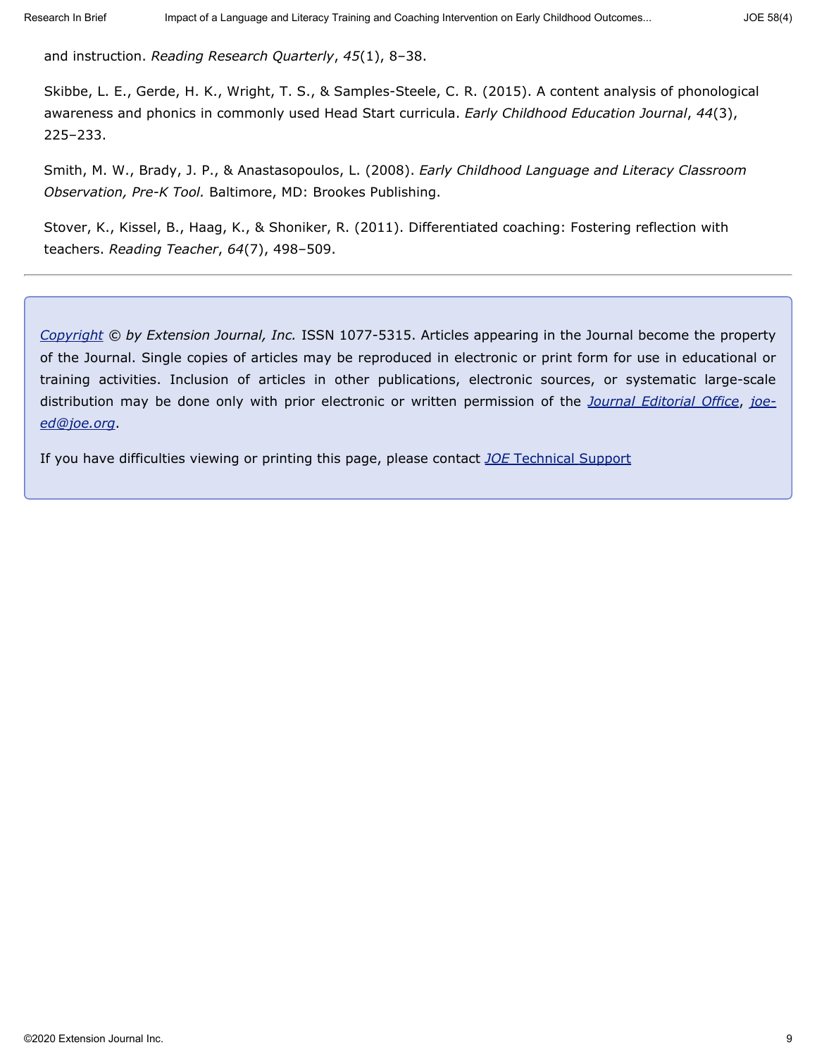and instruction. *Reading Research Quarterly*, *45*(1), 8–38.

Skibbe, L. E., Gerde, H. K., Wright, T. S., & Samples-Steele, C. R. (2015). A content analysis of phonological awareness and phonics in commonly used Head Start curricula. *Early Childhood Education Journal*, *44*(3), 225–233.

Smith, M. W., Brady, J. P., & Anastasopoulos, L. (2008). *Early Childhood Language and Literacy Classroom Observation, Pre-K Tool.* Baltimore, MD: Brookes Publishing.

Stover, K., Kissel, B., Haag, K., & Shoniker, R. (2011). Differentiated coaching: Fostering reflection with teachers. *Reading Teacher*, *64*(7), 498–509.

---

*Copyright © by Extension Journal, Inc.* ISSN 1077-5315. Articles appearing in the Journal become the property of the Journal. Single copies of articles may be reproduced in electronic or print form for use in educational or training activities. Inclusion of articles in other publications, electronic sources, or systematic large-scale distribution may be done only with prior electronic or written permission of the *Journal Editorial Office*, *joe-ed@joe.org*.

If you have difficulties viewing or printing this page, please contact *JOE* Technical Support